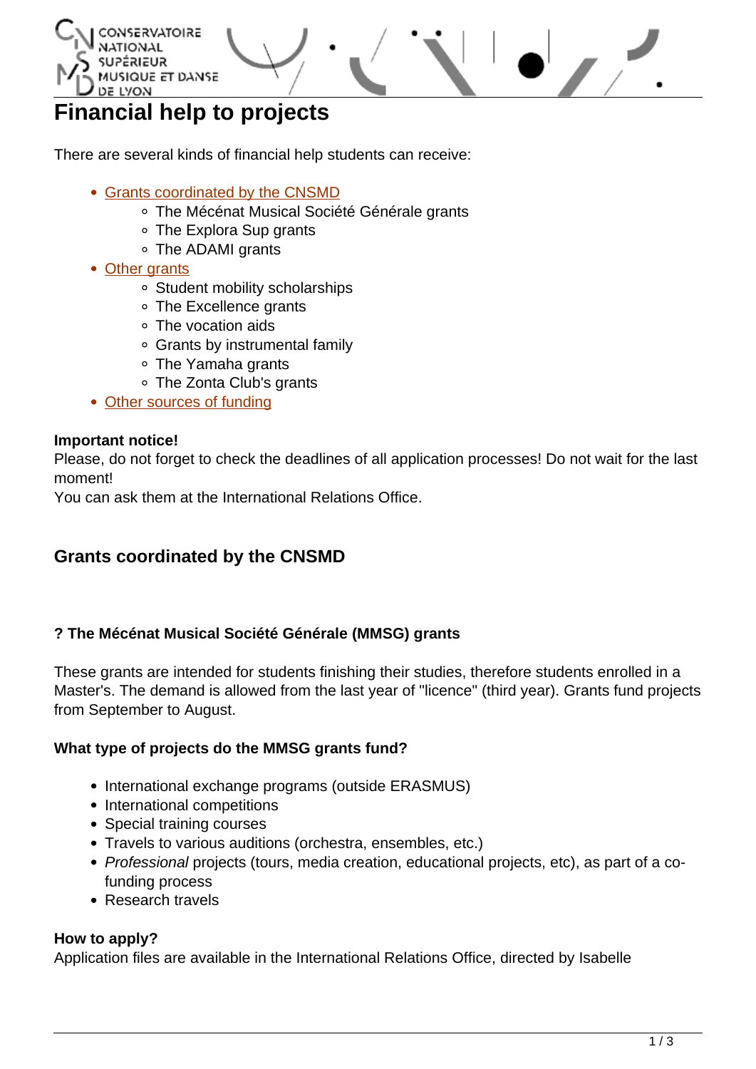# Financial help to projects

There are several kinds of financial help students can receive:

- Grants coordinated by the CNSMD
    - The Mécénat Musical Société Générale grants
    - The Explora Sup grants
    - The ADAMI grants
- Other grants
    - Student mobility scholarships
    - The Excellence grants
    - The vocation aids
    - Grants by instrumental family
    - The Yamaha grants
    - The Zonta Club's grants
- Other sources of funding

**Important notice!**
Please, do not forget to check the deadlines of all application processes! Do not wait for the last moment!
You can ask them at the International Relations Office.

## Grants coordinated by the CNSMD

### ? The Mécénat Musical Société Générale (MMSG) grants

These grants are intended for students finishing their studies, therefore students enrolled in a Master's. The demand is allowed from the last year of "licence" (third year). Grants fund projects from September to August.

**What type of projects do the MMSG grants fund?**

- International exchange programs (outside ERASMUS)
- International competitions
- Special training courses
- Travels to various auditions (orchestra, ensembles, etc.)
- *Professional* projects (tours, media creation, educational projects, etc), as part of a co-funding process
- Research travels

**How to apply?**
Application files are available in the International Relations Office, directed by Isabelle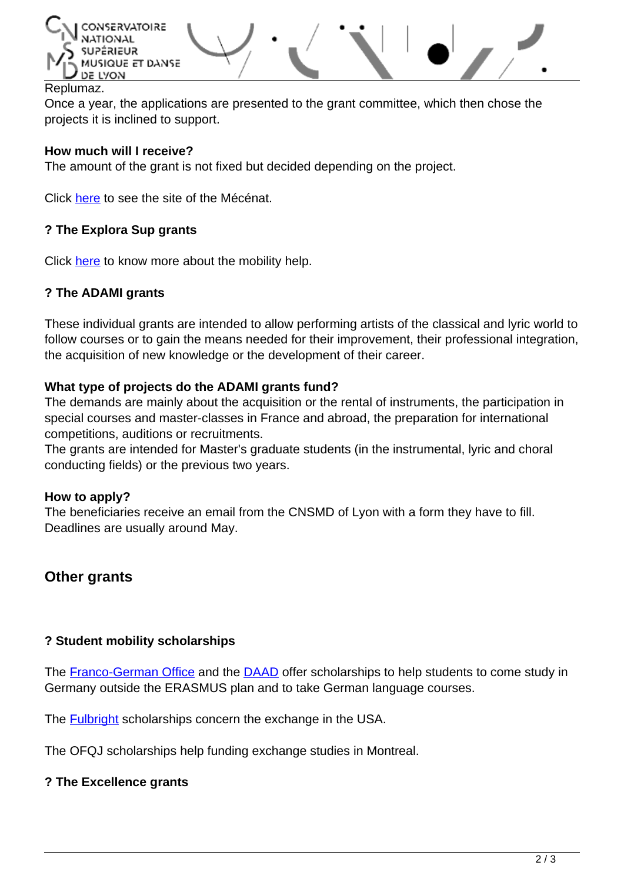Replumaz.
Once a year, the applications are presented to the grant committee, which then chose the projects it is inclined to support.

**How much will I receive?**
The amount of the grant is not fixed but decided depending on the project.

Click here to see the site of the Mécénat.

**? The Explora Sup grants**

Click here to know more about the mobility help.

**? The ADAMI grants**

These individual grants are intended to allow performing artists of the classical and lyric world to follow courses or to gain the means needed for their improvement, their professional integration, the acquisition of new knowledge or the development of their career.

**What type of projects do the ADAMI grants fund?**
The demands are mainly about the acquisition or the rental of instruments, the participation in special courses and master-classes in France and abroad, the preparation for international competitions, auditions or recruitments.
The grants are intended for Master's graduate students (in the instrumental, lyric and choral conducting fields) or the previous two years.

**How to apply?**
The beneficiaries receive an email from the CNSMD of Lyon with a form they have to fill.
Deadlines are usually around May.

## Other grants

**? Student mobility scholarships**

The Franco-German Office and the DAAD offer scholarships to help students to come study in Germany outside the ERASMUS plan and to take German language courses.

The Fulbright scholarships concern the exchange in the USA.

The OFQJ scholarships help funding exchange studies in Montreal.

**? The Excellence grants**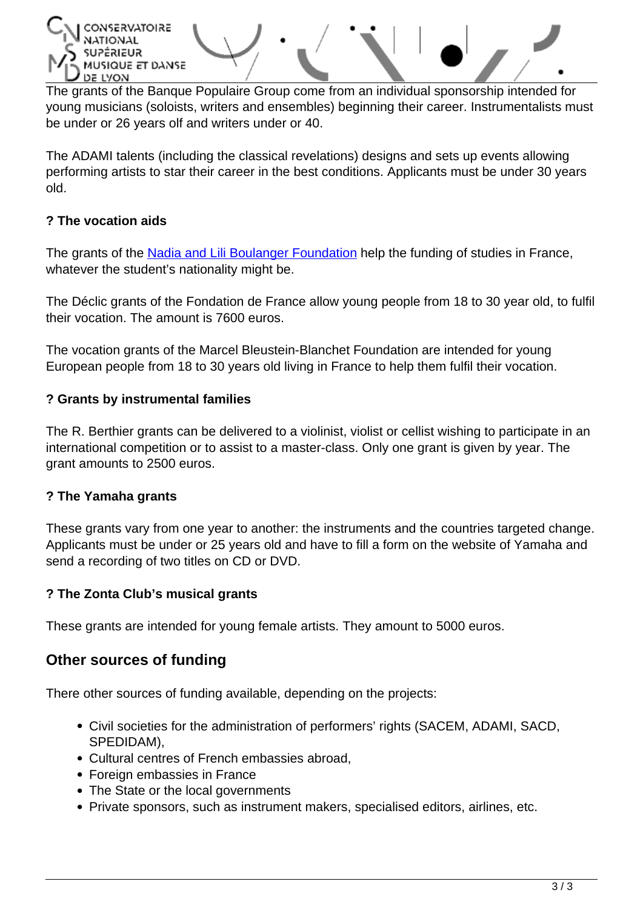The grants of the Banque Populaire Group come from an individual sponsorship intended for young musicians (soloists, writers and ensembles) beginning their career. Instrumentalists must be under or 26 years olf and writers under or 40.

The ADAMI talents (including the classical revelations) designs and sets up events allowing performing artists to star their career in the best conditions. Applicants must be under 30 years old.

**? The vocation aids**

The grants of the Nadia and Lili Boulanger Foundation help the funding of studies in France, whatever the student's nationality might be.

The Déclic grants of the Fondation de France allow young people from 18 to 30 year old, to fulfil their vocation. The amount is 7600 euros.

The vocation grants of the Marcel Bleustein-Blanchet Foundation are intended for young European people from 18 to 30 years old living in France to help them fulfil their vocation.

**? Grants by instrumental families**

The R. Berthier grants can be delivered to a violinist, violist or cellist wishing to participate in an international competition or to assist to a master-class. Only one grant is given by year. The grant amounts to 2500 euros.

**? The Yamaha grants**

These grants vary from one year to another: the instruments and the countries targeted change. Applicants must be under or 25 years old and have to fill a form on the website of Yamaha and send a recording of two titles on CD or DVD.

**? The Zonta Club's musical grants**

These grants are intended for young female artists. They amount to 5000 euros.

## Other sources of funding

There other sources of funding available, depending on the projects:

- Civil societies for the administration of performers' rights (SACEM, ADAMI, SACD, SPEDIDAM),
- Cultural centres of French embassies abroad,
- Foreign embassies in France
- The State or the local governments
- Private sponsors, such as instrument makers, specialised editors, airlines, etc.